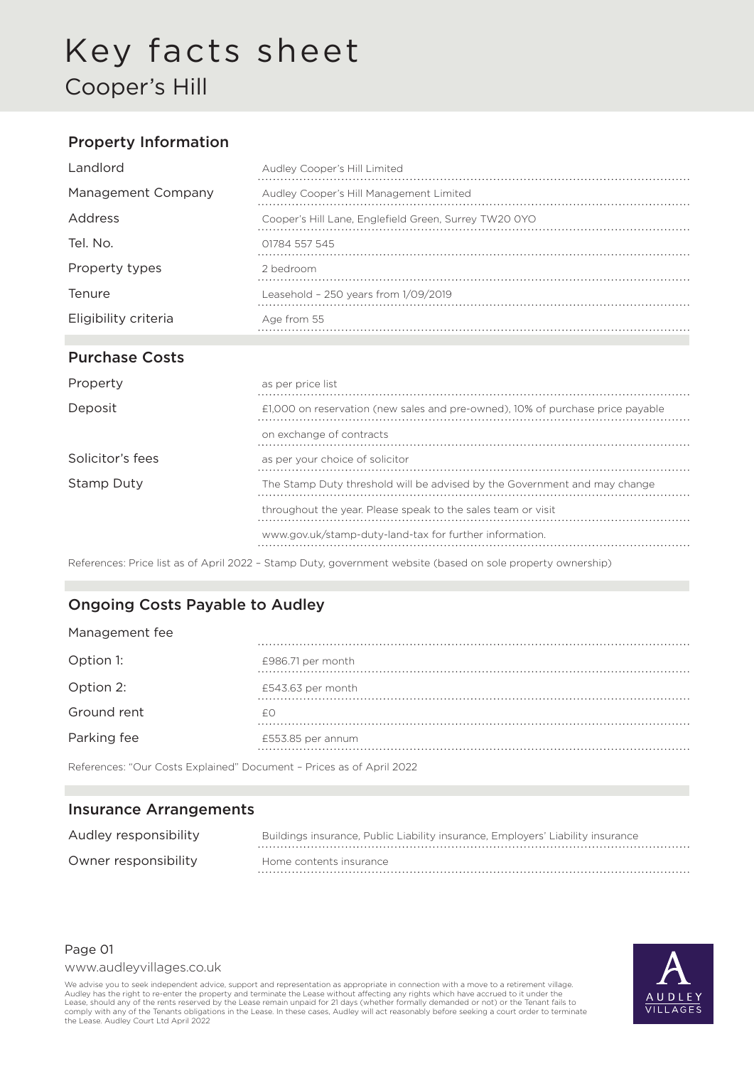# Key facts sheet

## Cooper's Hill

### Property Information

| | |
|---|---|
| Landlord | Audley Cooper's Hill Limited |
| Management Company | Audley Cooper's Hill Management Limited |
| Address | Cooper's Hill Lane, Englefield Green, Surrey TW20 0YO |
| Tel. No. | 01784 557 545 |
| Property types | 2 bedroom |
| Tenure | Leasehold – 250 years from 1/09/2019 |
| Eligibility criteria | Age from 55 |

### Purchase Costs

| | |
|---|---|
| Property | as per price list |
| Deposit | £1,000 on reservation (new sales and pre-owned), 10% of purchase price payable on exchange of contracts |
| Solicitor's fees | as per your choice of solicitor |
| Stamp Duty | The Stamp Duty threshold will be advised by the Government and may change throughout the year. Please speak to the sales team or visit www.gov.uk/stamp-duty-land-tax for further information. |

References: Price list as of April 2022 – Stamp Duty, government website (based on sole property ownership)

### Ongoing Costs Payable to Audley

| | |
|---|---|
| Management fee | |
| Option 1: | £986.71 per month |
| Option 2: | £543.63 per month |
| Ground rent | £0 |
| Parking fee | £553.85 per annum |

References: "Our Costs Explained" Document – Prices as of April 2022

### Insurance Arrangements

| | |
|---|---|
| Audley responsibility | Buildings insurance, Public Liability insurance, Employers' Liability insurance |
| Owner responsibility | Home contents insurance |

www.audleyvillages.co.uk

We advise you to seek independent advice, support and representation as appropriate in connection with a move to a retirement village. Audley has the right to re-enter the property and terminate the Lease without affecting any rights which have accrued to it under the Lease, should any of the rents reserved by the Lease remain unpaid for 21 days (whether formally demanded or not) or the Tenant fails to comply with any of the Tenants obligations in the Lease. In these cases, Audley will act reasonably before seeking a court order to terminate the Lease. Audley Court Ltd April 2022

AUDLEY VILLAGES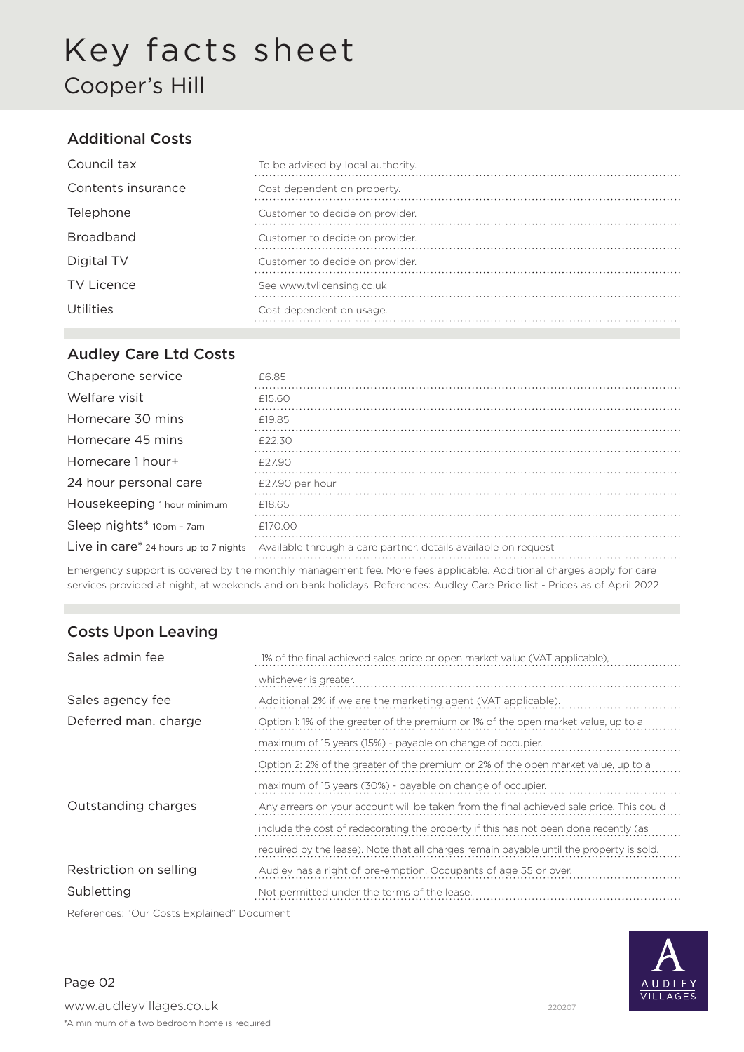# Key facts sheet

## Cooper's Hill

### Additional Costs

| | |
|---|---|
| Council tax | To be advised by local authority. |
| Contents insurance | Cost dependent on property. |
| Telephone | Customer to decide on provider. |
| Broadband | Customer to decide on provider. |
| Digital TV | Customer to decide on provider. |
| TV Licence | See www.tvlicensing.co.uk |
| Utilities | Cost dependent on usage. |

### Audley Care Ltd Costs

| | |
|---|---|
| Chaperone service | £6.85 |
| Welfare visit | £15.60 |
| Homecare 30 mins | £19.85 |
| Homecare 45 mins | £22.30 |
| Homecare 1 hour+ | £27.90 |
| 24 hour personal care | £27.90 per hour |
| Housekeeping 1 hour minimum | £18.65 |
| Sleep nights* 10pm – 7am | £170.00 |
| Live in care* 24 hours up to 7 nights | Available through a care partner, details available on request |

Emergency support is covered by the monthly management fee. More fees applicable. Additional charges apply for care services provided at night, at weekends and on bank holidays. References: Audley Care Price list - Prices as of April 2022

### Costs Upon Leaving

| | |
|---|---|
| Sales admin fee | 1% of the final achieved sales price or open market value (VAT applicable), whichever is greater. |
| Sales agency fee | Additional 2% if we are the marketing agent (VAT applicable). |
| Deferred man. charge | Option 1: 1% of the greater of the premium or 1% of the open market value, up to a maximum of 15 years (15%) - payable on change of occupier. Option 2: 2% of the greater of the premium or 2% of the open market value, up to a maximum of 15 years (30%) - payable on change of occupier. |
| Outstanding charges | Any arrears on your account will be taken from the final achieved sale price. This could include the cost of redecorating the property if this has not been done recently (as required by the lease). Note that all charges remain payable until the property is sold. |
| Restriction on selling | Audley has a right of pre-emption. Occupants of age 55 or over. |
| Subletting | Not permitted under the terms of the lease. |

References: "Our Costs Explained" Document

www.audleyvillages.co.uk

*A minimum of a two bedroom home is required

220207